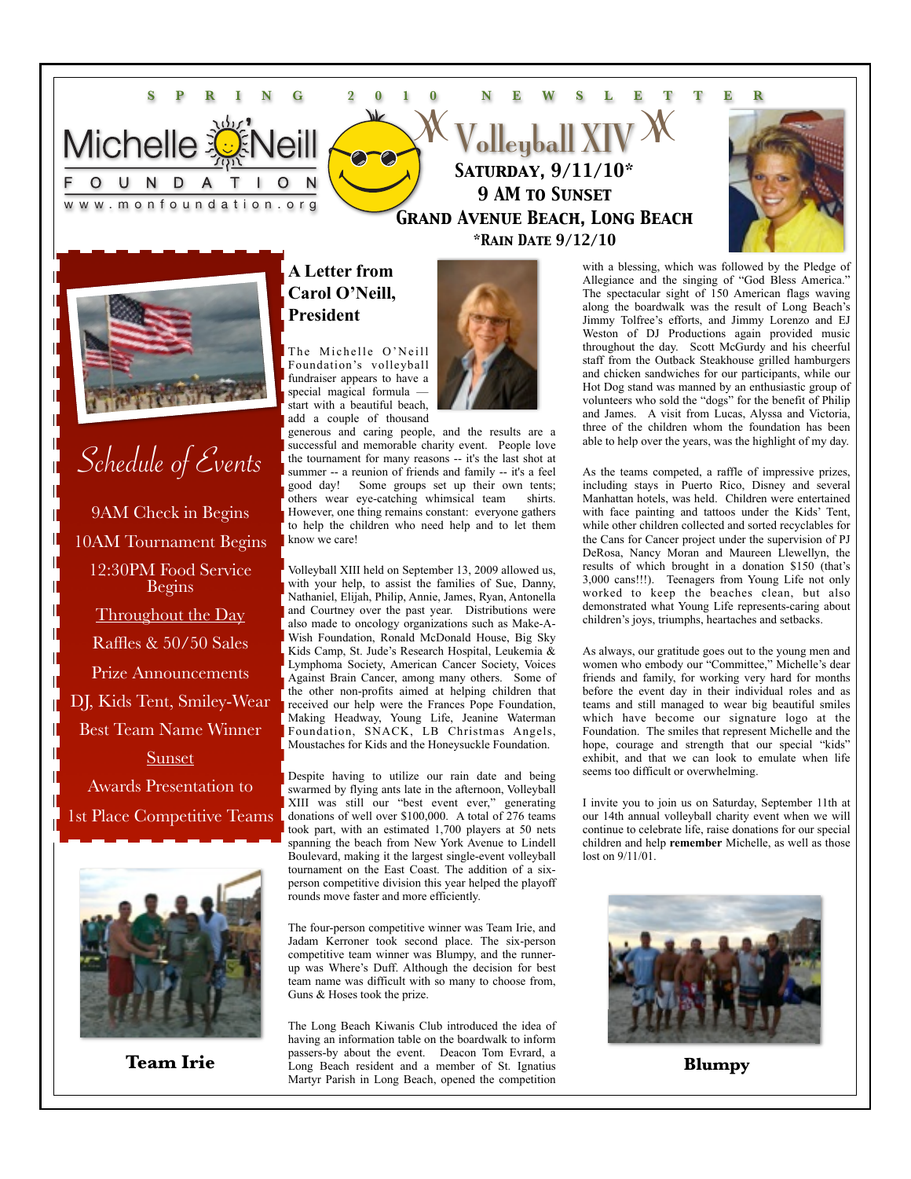SPRING 2010 NEWSLETTER

Michelle O'Neill FOUNDATION

www.monfoundation.org

# Volleyball XIV

**SATURDAY, 9/11/10***

**9 AM TO SUNSET**

**GRAND AVENUE BEACH, LONG BEACH**

***RAIN DATE 9/12/10**

## Schedule of Events

9AM Check in Begins

10AM Tournament Begins

12:30PM Food Service Begins

Throughout the Day

Raffles & 50/50 Sales

Prize Announcements

DJ, Kids Tent, Smiley-Wear

Best Team Name Winner

Sunset

Awards Presentation to 1st Place Competitive Teams

**Team Irie**

## A Letter from Carol O'Neill, President

The Michelle O'Neill Foundation's volleyball fundraiser appears to have a special magical formula — start with a beautiful beach, add a couple of thousand generous and caring people, and the results are a successful and memorable charity event. People love the tournament for many reasons -- it's the last shot at summer -- a reunion of friends and family -- it's a feel good day! Some groups set up their own tents; others wear eye-catching whimsical team shirts. However, one thing remains constant: everyone gathers to help the children who need help and to let them know we care!

Volleyball XIII held on September 13, 2009 allowed us, with your help, to assist the families of Sue, Danny, Nathaniel, Elijah, Philip, Annie, James, Ryan, Antonella and Courtney over the past year. Distributions were also made to oncology organizations such as Make-A-Wish Foundation, Ronald McDonald House, Big Sky Kids Camp, St. Jude's Research Hospital, Leukemia & Lymphoma Society, American Cancer Society, Voices Against Brain Cancer, among many others. Some of the other non-profits aimed at helping children that received our help were the Frances Pope Foundation, Making Headway, Young Life, Jeanine Waterman Foundation, SNACK, LB Christmas Angels, Moustaches for Kids and the Honeysuckle Foundation.

Despite having to utilize our rain date and being swarmed by flying ants late in the afternoon, Volleyball XIII was still our "best event ever," generating donations of well over $100,000. A total of 276 teams took part, with an estimated 1,700 players at 50 nets spanning the beach from New York Avenue to Lindell Boulevard, making it the largest single-event volleyball tournament on the East Coast. The addition of a six-person competitive division this year helped the playoff rounds move faster and more efficiently.

The four-person competitive winner was Team Irie, and Jadam Kerroner took second place. The six-person competitive team winner was Blumpy, and the runner-up was Where's Duff. Although the decision for best team name was difficult with so many to choose from, Guns & Hoses took the prize.

The Long Beach Kiwanis Club introduced the idea of having an information table on the boardwalk to inform passers-by about the event. Deacon Tom Evrard, a Long Beach resident and a member of St. Ignatius Martyr Parish in Long Beach, opened the competition with a blessing, which was followed by the Pledge of Allegiance and the singing of "God Bless America." The spectacular sight of 150 American flags waving along the boardwalk was the result of Long Beach's Jimmy Tolfree's efforts, and Jimmy Lorenzo and EJ Weston of DJ Productions again provided music throughout the day. Scott McGurdy and his cheerful staff from the Outback Steakhouse grilled hamburgers and chicken sandwiches for our participants, while our Hot Dog stand was manned by an enthusiastic group of volunteers who sold the "dogs" for the benefit of Philip and James. A visit from Lucas, Alyssa and Victoria, three of the children whom the foundation has been able to help over the years, was the highlight of my day.

As the teams competed, a raffle of impressive prizes, including stays in Puerto Rico, Disney and several Manhattan hotels, was held. Children were entertained with face painting and tattoos under the Kids' Tent, while other children collected and sorted recyclables for the Cans for Cancer project under the supervision of PJ DeRosa, Nancy Moran and Maureen Llewellyn, the results of which brought in a donation $150 (that's 3,000 cans!!!). Teenagers from Young Life not only worked to keep the beaches clean, but also demonstrated what Young Life represents-caring about children's joys, triumphs, heartaches and setbacks.

As always, our gratitude goes out to the young men and women who embody our "Committee," Michelle's dear friends and family, for working very hard for months before the event day in their individual roles and as teams and still managed to wear big beautiful smiles which have become our signature logo at the Foundation. The smiles that represent Michelle and the hope, courage and strength that our special "kids" exhibit, and that we can look to emulate when life seems too difficult or overwhelming.

I invite you to join us on Saturday, September 11th at our 14th annual volleyball charity event when we will continue to celebrate life, raise donations for our special children and help **remember** Michelle, as well as those lost on 9/11/01.

**Blumpy**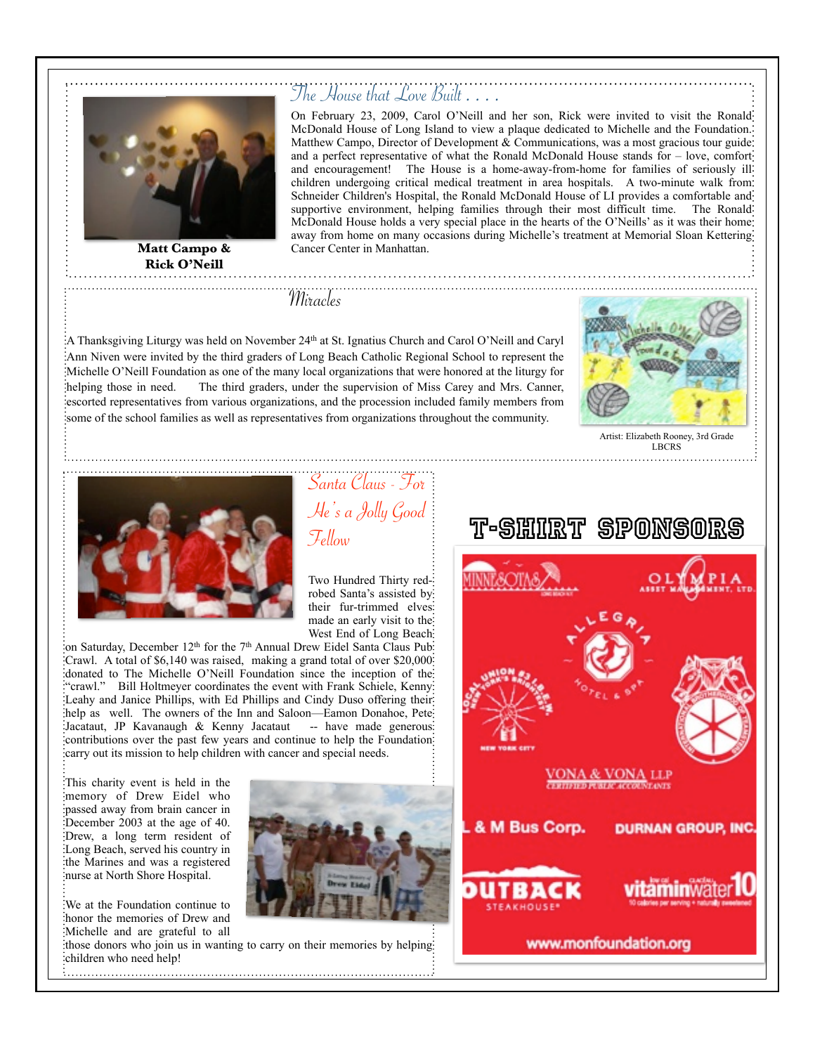## The House that Love Built . . . .

**Matt Campo & Rick O'Neill**

On February 23, 2009, Carol O'Neill and her son, Rick were invited to visit the Ronald McDonald House of Long Island to view a plaque dedicated to Michelle and the Foundation. Matthew Campo, Director of Development & Communications, was a most gracious tour guide and a perfect representative of what the Ronald McDonald House stands for – love, comfort and encouragement! The House is a home-away-from-home for families of seriously ill children undergoing critical medical treatment in area hospitals. A two-minute walk from Schneider Children's Hospital, the Ronald McDonald House of LI provides a comfortable and supportive environment, helping families through their most difficult time. The Ronald McDonald House holds a very special place in the hearts of the O'Neills' as it was their home away from home on many occasions during Michelle's treatment at Memorial Sloan Kettering Cancer Center in Manhattan.

## Miracles

A Thanksgiving Liturgy was held on November 24th at St. Ignatius Church and Carol O'Neill and Caryl Ann Niven were invited by the third graders of Long Beach Catholic Regional School to represent the Michelle O'Neill Foundation as one of the many local organizations that were honored at the liturgy for helping those in need. The third graders, under the supervision of Miss Carey and Mrs. Canner, escorted representatives from various organizations, and the procession included family members from some of the school families as well as representatives from organizations throughout the community.

Artist: Elizabeth Rooney, 3rd Grade LBCRS

## Santa Claus - For He's a Jolly Good Fellow

Two Hundred Thirty red-robed Santa's assisted by their fur-trimmed elves made an early visit to the West End of Long Beach on Saturday, December 12th for the 7th Annual Drew Eidel Santa Claus Pub Crawl. A total of $6,140 was raised, making a grand total of over $20,000 donated to The Michelle O'Neill Foundation since the inception of the "crawl." Bill Holtmeyer coordinates the event with Frank Schiele, Kenny Leahy and Janice Phillips, with Ed Phillips and Cindy Duso offering their help as well. The owners of the Inn and Saloon—Eamon Donahoe, Pete Jacataut, JP Kavanaugh & Kenny Jacataut -- have made generous contributions over the past few years and continue to help the Foundation carry out its mission to help children with cancer and special needs.

This charity event is held in the memory of Drew Eidel who passed away from brain cancer in December 2003 at the age of 40. Drew, a long term resident of Long Beach, served his country in the Marines and was a registered nurse at North Shore Hospital.

We at the Foundation continue to honor the memories of Drew and Michelle and are grateful to all those donors who join us in wanting to carry on their memories by helping children who need help!

## T-SHIRT SPONSORS

Minnesota's
Olympia Asset Management, Ltd.
Allegria Hotel & Spa
Local Union #3 I.B.E.W. New York City
International Brotherhood of Teamsters
Vona & Vona LLP Certified Public Accountants
L & M Bus Corp.
Durnan Group, Inc.
Outback Steakhouse
vitaminwater 10

www.monfoundation.org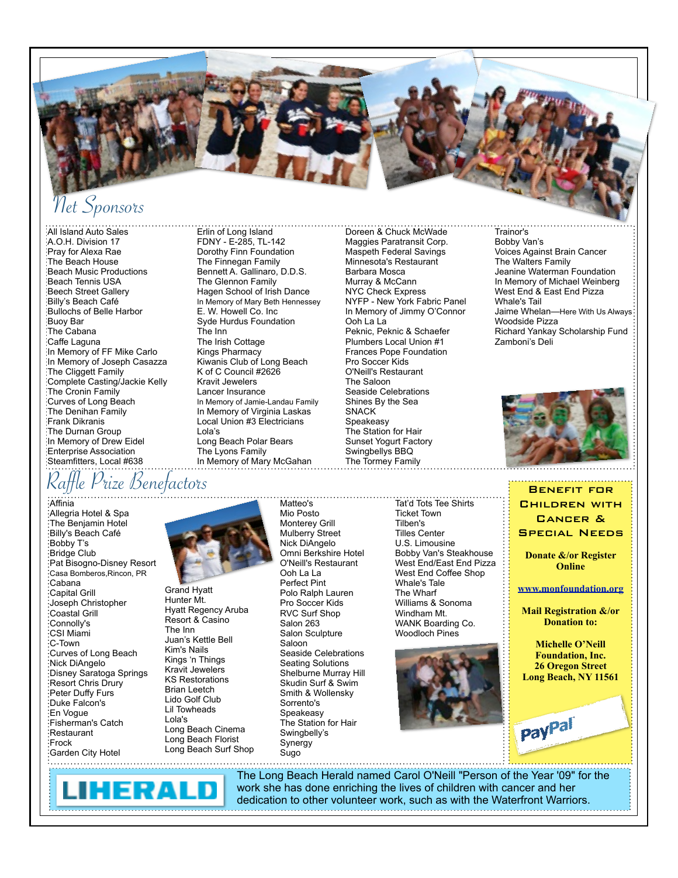## Net Sponsors

All Island Auto Sales
A.O.H. Division 17
Pray for Alexa Rae
The Beach House
Beach Music Productions
Beach Tennis USA
Beech Street Gallery
Billy's Beach Café
Bullochs of Belle Harbor
Buoy Bar
The Cabana
Caffe Laguna
In Memory of FF Mike Carlo
In Memory of Joseph Casazza
The Cliggett Family
Complete Casting/Jackie Kelly
The Cronin Family
Curves of Long Beach
The Denihan Family
Frank Dikranis
The Durnan Group
In Memory of Drew Eidel
Enterprise Association
Steamfitters, Local #638
Erlin of Long Island
FDNY - E-285, TL-142
Dorothy Finn Foundation
The Finnegan Family
Bennett A. Gallinaro, D.D.S.
The Glennon Family
Hagen School of Irish Dance
In Memory of Mary Beth Hennessey
E. W. Howell Co. Inc
Syde Hurdus Foundation
The Inn
The Irish Cottage
Kings Pharmacy
Kiwanis Club of Long Beach
K of C Council #2626
Kravit Jewelers
Lancer Insurance
In Memory of Jamie-Landau Family
In Memory of Virginia Laskas
Local Union #3 Electricians
Lola's
Long Beach Polar Bears
The Lyons Family
In Memory of Mary McGahan
Doreen & Chuck McWade
Maggies Paratransit Corp.
Maspeth Federal Savings
Minnesota's Restaurant
Barbara Mosca
Murray & McCann
NYC Check Express
NYFP - New York Fabric Panel
In Memory of Jimmy O'Connor
Ooh La La
Peknic, Peknic & Schaefer
Plumbers Local Union #1
Frances Pope Foundation
Pro Soccer Kids
O'Neill's Restaurant
The Saloon
Seaside Celebrations
Shines By the Sea
SNACK
Speakeasy
The Station for Hair
Sunset Yogurt Factory
Swingbellys BBQ
The Tormey Family
Trainor's
Bobby Van's
Voices Against Brain Cancer
The Walters Family
Jeanine Waterman Foundation
In Memory of Michael Weinberg
West End & East End Pizza
Whale's Tail
Jaime Whelan—Here With Us Always
Woodside Pizza
Richard Yankay Scholarship Fund
Zamboni's Deli

## Raffle Prize Benefactors

Affinia
Allegria Hotel & Spa
The Benjamin Hotel
Billy's Beach Café
Bobby T's
Bridge Club
Pat Bisogno-Disney Resort
Casa Bomberos, Rincon, PR
Cabana
Capital Grill
Joseph Christopher
Coastal Grill
Connolly's
CSI Miami
C-Town
Curves of Long Beach
Nick DiAngelo
Disney Saratoga Springs
Resort Chris Drury
Peter Duffy Furs
Duke Falcon's
En Vogue
Fisherman's Catch
Restaurant
Frock
Garden City Hotel
Grand Hyatt
Hunter Mt.
Hyatt Regency Aruba
Resort & Casino
The Inn
Juan's Kettle Bell
Kim's Nails
Kings 'n Things
Kravit Jewelers
KS Restorations
Brian Leetch
Lido Golf Club
Lil Towheads
Lola's
Long Beach Cinema
Long Beach Florist
Long Beach Surf Shop
Matteo's
Mio Posto
Monterey Grill
Mulberry Street
Nick DiAngelo
Omni Berkshire Hotel
O'Neill's Restaurant
Ooh La La
Perfect Pint
Polo Ralph Lauren
Pro Soccer Kids
RVC Surf Shop
Salon 263
Salon Sculpture
Saloon
Seaside Celebrations
Seating Solutions
Shelburne Murray Hill
Skudin Surf & Swim
Smith & Wollensky
Sorrento's
Speakeasy
The Station for Hair
Swingbelly's
Synergy
Sugo
Tat'd Tots Tee Shirts
Ticket Town
Tilben's
Tilles Center
U.S. Limousine
Bobby Van's Steakhouse
West End/East End Pizza
West End Coffee Shop
Whale's Tale
The Wharf
Williams & Sonoma
Windham Mt.
WANK Boarding Co.
Woodloch Pines

### Benefit for Children with Cancer & Special Needs

**Donate &/or Register Online**

**www.monfoundation.org**

**Mail Registration &/or Donation to:**

**Michelle O'Neill Foundation, Inc.**
**26 Oregon Street**
**Long Beach, NY 11561**

PayPal

LIHERALD

The Long Beach Herald named Carol O'Neill "Person of the Year '09" for the work she has done enriching the lives of children with cancer and her dedication to other volunteer work, such as with the Waterfront Warriors.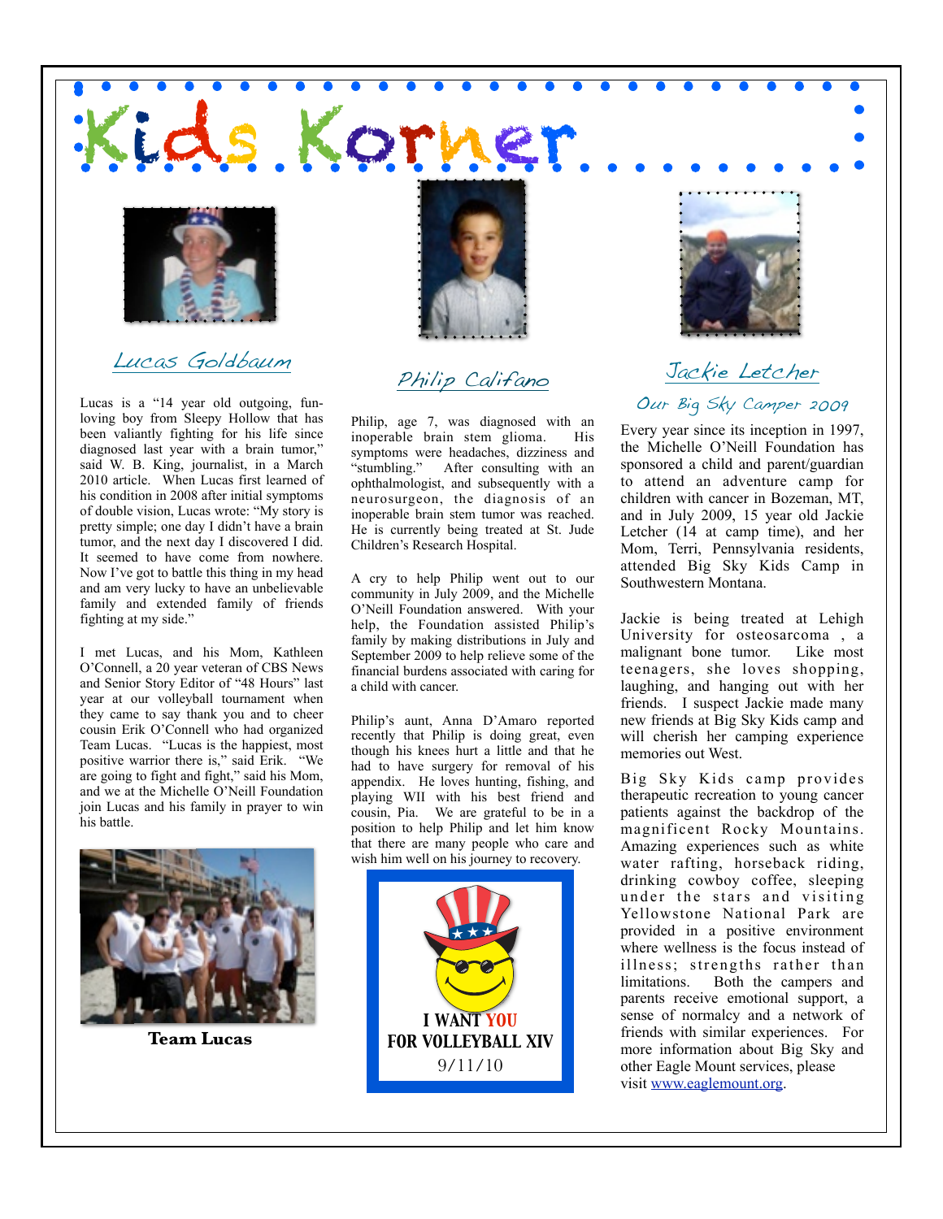# Kids Korner

## Lucas Goldbaum

Lucas is a "14 year old outgoing, fun-loving boy from Sleepy Hollow that has been valiantly fighting for his life since diagnosed last year with a brain tumor," said W. B. King, journalist, in a March 2010 article. When Lucas first learned of his condition in 2008 after initial symptoms of double vision, Lucas wrote: "My story is pretty simple; one day I didn't have a brain tumor, and the next day I discovered I did. It seemed to have come from nowhere. Now I've got to battle this thing in my head and am very lucky to have an unbelievable family and extended family of friends fighting at my side."

I met Lucas, and his Mom, Kathleen O'Connell, a 20 year veteran of CBS News and Senior Story Editor of "48 Hours" last year at our volleyball tournament when they came to say thank you and to cheer cousin Erik O'Connell who had organized Team Lucas. "Lucas is the happiest, most positive warrior there is," said Erik. "We are going to fight and fight," said his Mom, and we at the Michelle O'Neill Foundation join Lucas and his family in prayer to win his battle.

**Team Lucas**

## Philip Califano

Philip, age 7, was diagnosed with an inoperable brain stem glioma. His symptoms were headaches, dizziness and "stumbling." After consulting with an ophthalmologist, and subsequently with a neurosurgeon, the diagnosis of an inoperable brain stem tumor was reached. He is currently being treated at St. Jude Children's Research Hospital.

A cry to help Philip went out to our community in July 2009, and the Michelle O'Neill Foundation answered. With your help, the Foundation assisted Philip's family by making distributions in July and September 2009 to help relieve some of the financial burdens associated with caring for a child with cancer.

Philip's aunt, Anna D'Amaro reported recently that Philip is doing great, even though his knees hurt a little and that he had to have surgery for removal of his appendix. He loves hunting, fishing, and playing WII with his best friend and cousin, Pia. We are grateful to be in a position to help Philip and let him know that there are many people who care and wish him well on his journey to recovery.

**I WANT YOU FOR VOLLEYBALL XIV**
9/11/10

## Jackie Letcher

### Our Big Sky Camper 2009

Every year since its inception in 1997, the Michelle O'Neill Foundation has sponsored a child and parent/guardian to attend an adventure camp for children with cancer in Bozeman, MT, and in July 2009, 15 year old Jackie Letcher (14 at camp time), and her Mom, Terri, Pennsylvania residents, attended Big Sky Kids Camp in Southwestern Montana.

Jackie is being treated at Lehigh University for osteosarcoma , a malignant bone tumor. Like most teenagers, she loves shopping, laughing, and hanging out with her friends. I suspect Jackie made many new friends at Big Sky Kids camp and will cherish her camping experience memories out West.

Big Sky Kids camp provides therapeutic recreation to young cancer patients against the backdrop of the magnificent Rocky Mountains. Amazing experiences such as white water rafting, horseback riding, drinking cowboy coffee, sleeping under the stars and visiting Yellowstone National Park are provided in a positive environment where wellness is the focus instead of illness; strengths rather than limitations. Both the campers and parents receive emotional support, a sense of normalcy and a network of friends with similar experiences. For more information about Big Sky and other Eagle Mount services, please visit www.eaglemount.org.